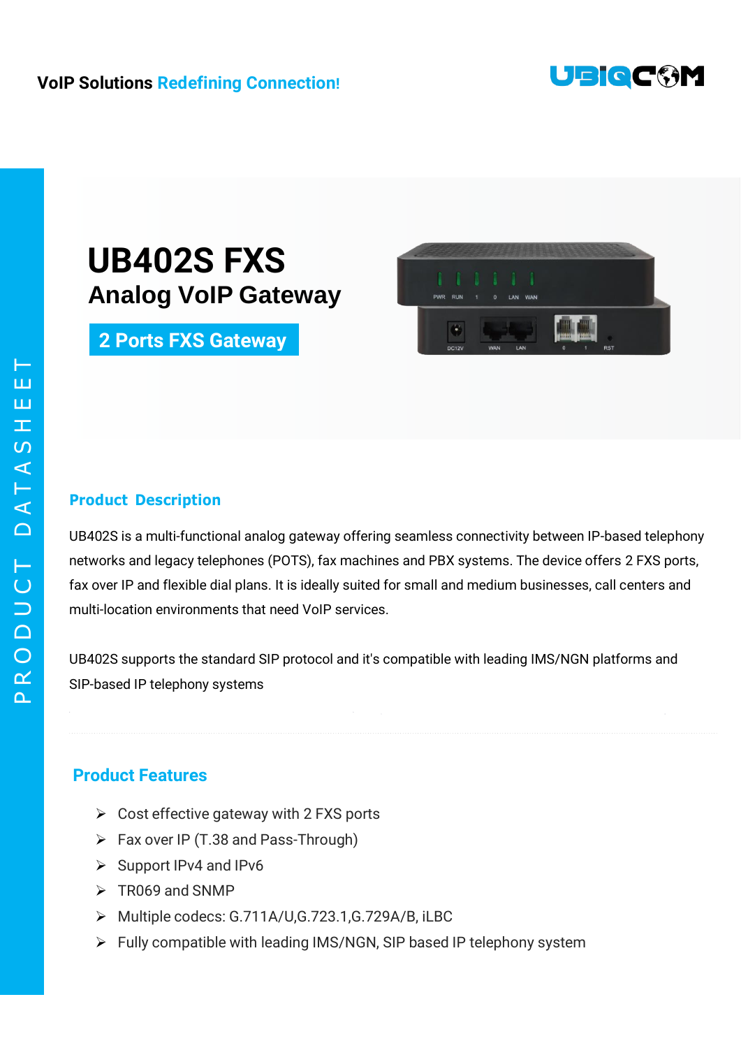VoIP Solutions Redefining Connection!

PRODUCT DATASHEET

# UB402S FXS

## Analog VoIP Gateway

**2 Ports FXS Gateway**

### Product Description

UB402S is a multi-functional analog gateway offering seamless connectivity between IP-based telephony networks and legacy telephones (POTS), fax machines and PBX systems. The device offers 2 FXS ports, fax over IP and flexible dial plans. It is ideally suited for small and medium businesses, call centers and multi-location environments that need VoIP services.

UB402S supports the standard SIP protocol and it's compatible with leading IMS/NGN platforms and SIP-based IP telephony systems

### Product Features

- Cost effective gateway with 2 FXS ports
- Fax over IP (T.38 and Pass-Through)
- Support IPv4 and IPv6
- TR069 and SNMP
- Multiple codecs: G.711A/U,G.723.1,G.729A/B, iLBC
- Fully compatible with leading IMS/NGN, SIP based IP telephony system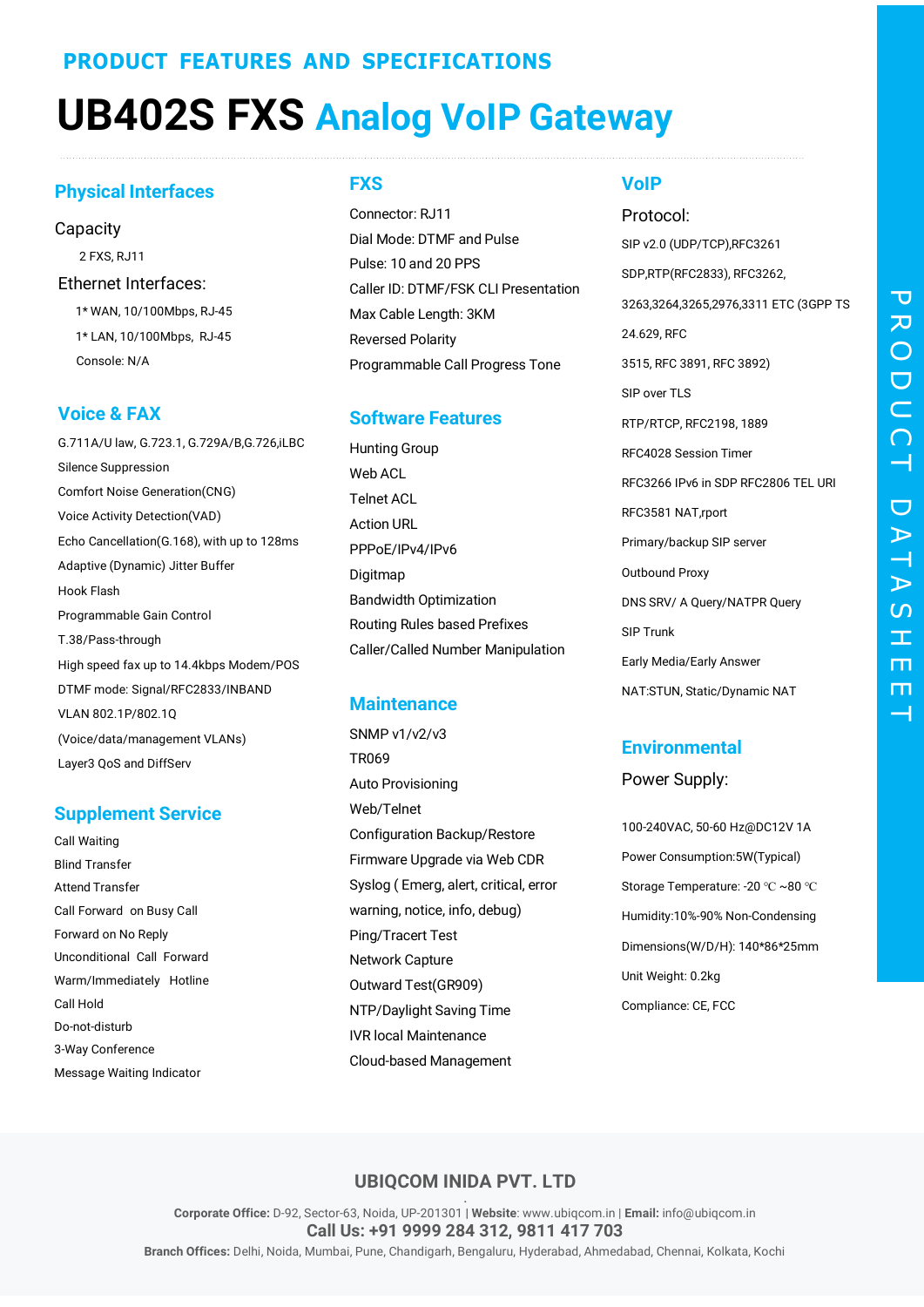## PRODUCT FEATURES AND SPECIFICATIONS

# UB402S FXS Analog VoIP Gateway

### Physical Interfaces

Capacity

2 FXS, RJ11

Ethernet Interfaces:

1* WAN, 10/100Mbps, RJ-45

1* LAN, 10/100Mbps, RJ-45

Console: N/A

### Voice & FAX

G.711A/U law, G.723.1, G.729A/B,G.726,iLBC

Silence Suppression

Comfort Noise Generation(CNG)

Voice Activity Detection(VAD)

Echo Cancellation(G.168), with up to 128ms

Adaptive (Dynamic) Jitter Buffer

Hook Flash

Programmable Gain Control

T.38/Pass-through

High speed fax up to 14.4kbps Modem/POS

DTMF mode: Signal/RFC2833/INBAND

VLAN 802.1P/802.1Q

(Voice/data/management VLANs)

Layer3 QoS and DiffServ

### Supplement Service

Call Waiting

Blind Transfer

Attend Transfer

Call Forward on Busy Call

Forward on No Reply

Unconditional Call Forward

Warm/Immediately Hotline

Call Hold

Do-not-disturb

3-Way Conference

Message Waiting Indicator

### FXS

Connector: RJ11

Dial Mode: DTMF and Pulse

Pulse: 10 and 20 PPS

Caller ID: DTMF/FSK CLI Presentation

Max Cable Length: 3KM

Reversed Polarity

Programmable Call Progress Tone

### Software Features

Hunting Group

Web ACL

Telnet ACL

Action URL

PPPoE/IPv4/IPv6

Digitmap

Bandwidth Optimization

Routing Rules based Prefixes

Caller/Called Number Manipulation

### Maintenance

SNMP v1/v2/v3

TR069

Auto Provisioning

Web/Telnet

Configuration Backup/Restore

Firmware Upgrade via Web CDR

Syslog ( Emerg, alert, critical, error warning, notice, info, debug)

Ping/Tracert Test

Network Capture

Outward Test(GR909)

NTP/Daylight Saving Time

IVR local Maintenance

Cloud-based Management

### VoIP

Protocol:

SIP v2.0 (UDP/TCP),RFC3261

SDP,RTP(RFC2833), RFC3262,

3263,3264,3265,2976,3311 ETC (3GPP TS

24.629, RFC

3515, RFC 3891, RFC 3892)

SIP over TLS

RTP/RTCP, RFC2198, 1889

RFC4028 Session Timer

RFC3266 IPv6 in SDP RFC2806 TEL URI

RFC3581 NAT,rport

Primary/backup SIP server

Outbound Proxy

DNS SRV/ A Query/NATPR Query

SIP Trunk

Early Media/Early Answer

NAT:STUN, Static/Dynamic NAT

### Environmental

Power Supply:

100-240VAC, 50-60 Hz@DC12V 1A

Power Consumption:5W(Typical)

Storage Temperature: -20 ℃ ~80 ℃

Humidity:10%-90% Non-Condensing

Dimensions(W/D/H): 140*86*25mm

Unit Weight: 0.2kg

Compliance: CE, FCC

PRODUCT DATASHEET

**UBIQCOM INIDA PVT. LTD**

**Corporate Office:** D-92, Sector-63, Noida, UP-201301 | **Website**: www.ubiqcom.in | **Email:** info@ubiqcom.in

**Call Us: +91 9999 284 312, 9811 417 703**

**Branch Offices:** Delhi, Noida, Mumbai, Pune, Chandigarh, Bengaluru, Hyderabad, Ahmedabad, Chennai, Kolkata, Kochi